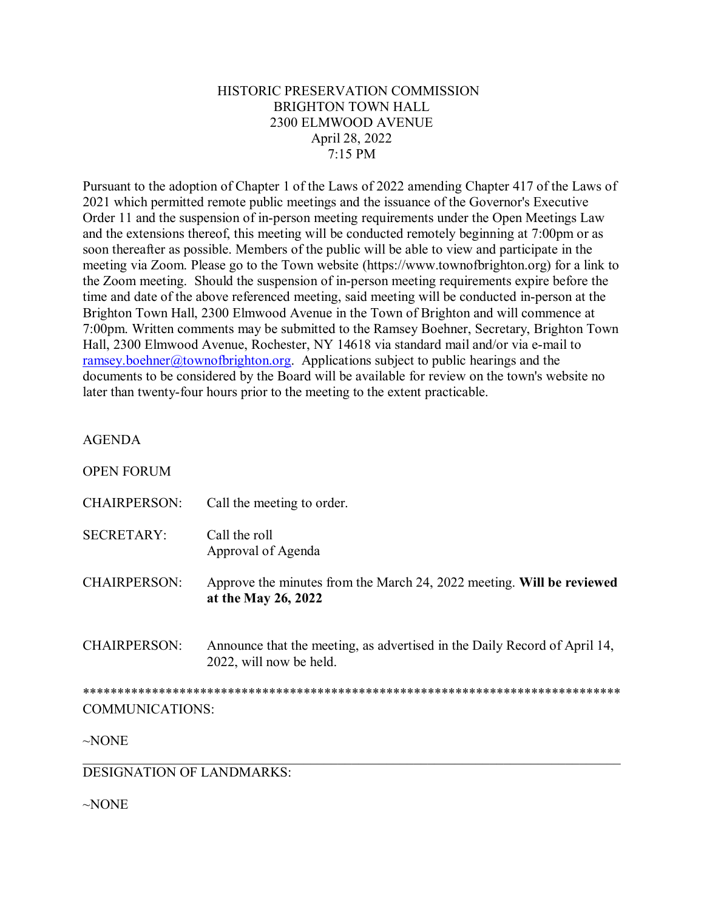HISTORIC PRESERVATION COMMISSION
BRIGHTON TOWN HALL
2300 ELMWOOD AVENUE
April 28, 2022
7:15 PM

Pursuant to the adoption of Chapter 1 of the Laws of 2022 amending Chapter 417 of the Laws of 2021 which permitted remote public meetings and the issuance of the Governor's Executive Order 11 and the suspension of in-person meeting requirements under the Open Meetings Law and the extensions thereof, this meeting will be conducted remotely beginning at 7:00pm or as soon thereafter as possible. Members of the public will be able to view and participate in the meeting via Zoom. Please go to the Town website (https://www.townofbrighton.org) for a link to the Zoom meeting. Should the suspension of in-person meeting requirements expire before the time and date of the above referenced meeting, said meeting will be conducted in-person at the Brighton Town Hall, 2300 Elmwood Avenue in the Town of Brighton and will commence at 7:00pm. Written comments may be submitted to the Ramsey Boehner, Secretary, Brighton Town Hall, 2300 Elmwood Avenue, Rochester, NY 14618 via standard mail and/or via e-mail to ramsey.boehner@townofbrighton.org. Applications subject to public hearings and the documents to be considered by the Board will be available for review on the town's website no later than twenty-four hours prior to the meeting to the extent practicable.

AGENDA

OPEN FORUM

CHAIRPERSON: Call the meeting to order.

SECRETARY: Call the roll
Approval of Agenda

CHAIRPERSON: Approve the minutes from the March 24, 2022 meeting. **Will be reviewed at the May 26, 2022**

CHAIRPERSON: Announce that the meeting, as advertised in the Daily Record of April 14, 2022, will now be held.

******************************************************************************

COMMUNICATIONS:

~NONE

---

DESIGNATION OF LANDMARKS:

~NONE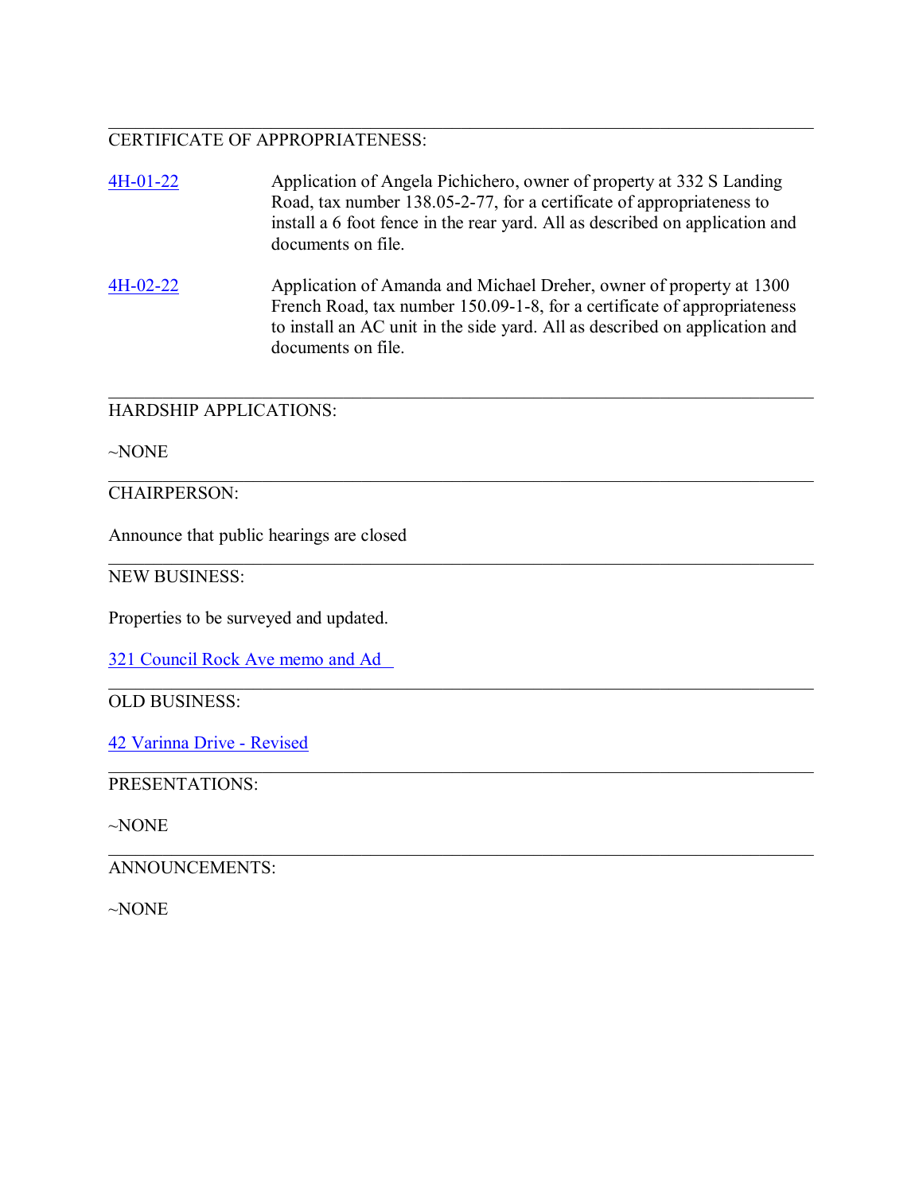## CERTIFICATE OF APPROPRIATENESS:

4H-01-22 Application of Angela Pichichero, owner of property at 332 S Landing Road, tax number 138.05-2-77, for a certificate of appropriateness to install a 6 foot fence in the rear yard. All as described on application and documents on file.

4H-02-22 Application of Amanda and Michael Dreher, owner of property at 1300 French Road, tax number 150.09-1-8, for a certificate of appropriateness to install an AC unit in the side yard. All as described on application and documents on file.

---

## HARDSHIP APPLICATIONS:

~NONE

---

## CHAIRPERSON:

Announce that public hearings are closed

---

## NEW BUSINESS:

Properties to be surveyed and updated.

321 Council Rock Ave memo and Ad

---

## OLD BUSINESS:

42 Varinna Drive - Revised

---

## PRESENTATIONS:

~NONE

---

## ANNOUNCEMENTS:

~NONE